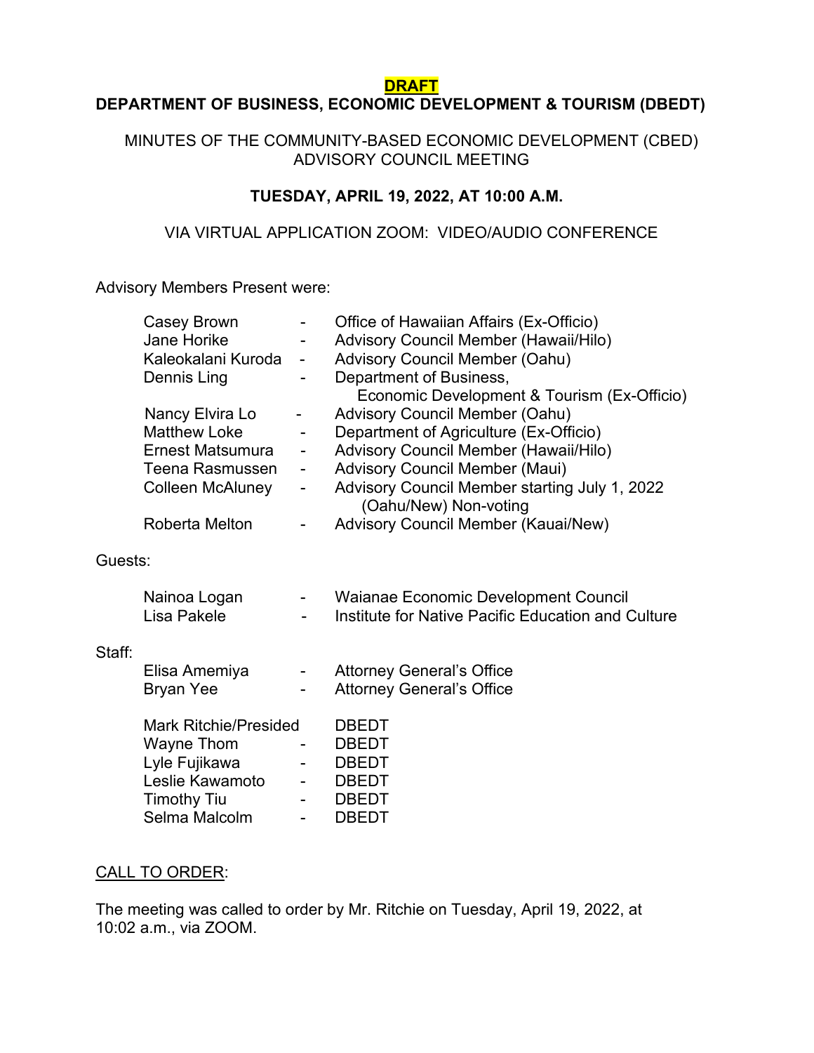**DRAFT**

# DEPARTMENT OF BUSINESS, ECONOMIC DEVELOPMENT & TOURISM (DBEDT)

MINUTES OF THE COMMUNITY-BASED ECONOMIC DEVELOPMENT (CBED) ADVISORY COUNCIL MEETING

**TUESDAY, APRIL 19, 2022, AT 10:00 A.M.**

VIA VIRTUAL APPLICATION ZOOM: VIDEO/AUDIO CONFERENCE

Advisory Members Present were:

| | | |
|---|---|---|
| Casey Brown | - | Office of Hawaiian Affairs (Ex-Officio) |
| Jane Horike | - | Advisory Council Member (Hawaii/Hilo) |
| Kaleokalani Kuroda | - | Advisory Council Member (Oahu) |
| Dennis Ling | - | Department of Business, Economic Development & Tourism (Ex-Officio) |
| Nancy Elvira Lo | - | Advisory Council Member (Oahu) |
| Matthew Loke | - | Department of Agriculture (Ex-Officio) |
| Ernest Matsumura | - | Advisory Council Member (Hawaii/Hilo) |
| Teena Rasmussen | - | Advisory Council Member (Maui) |
| Colleen McAluney | - | Advisory Council Member starting July 1, 2022 (Oahu/New) Non-voting |
| Roberta Melton | - | Advisory Council Member (Kauai/New) |

Guests:

| | | |
|---|---|---|
| Nainoa Logan | - | Waianae Economic Development Council |
| Lisa Pakele | - | Institute for Native Pacific Education and Culture |

Staff:

| | | |
|---|---|---|
| Elisa Amemiya | - | Attorney General's Office |
| Bryan Yee | - | Attorney General's Office |
| Mark Ritchie/Presided | | DBEDT |
| Wayne Thom | - | DBEDT |
| Lyle Fujikawa | - | DBEDT |
| Leslie Kawamoto | - | DBEDT |
| Timothy Tiu | - | DBEDT |
| Selma Malcolm | - | DBEDT |

## CALL TO ORDER:

The meeting was called to order by Mr. Ritchie on Tuesday, April 19, 2022, at 10:02 a.m., via ZOOM.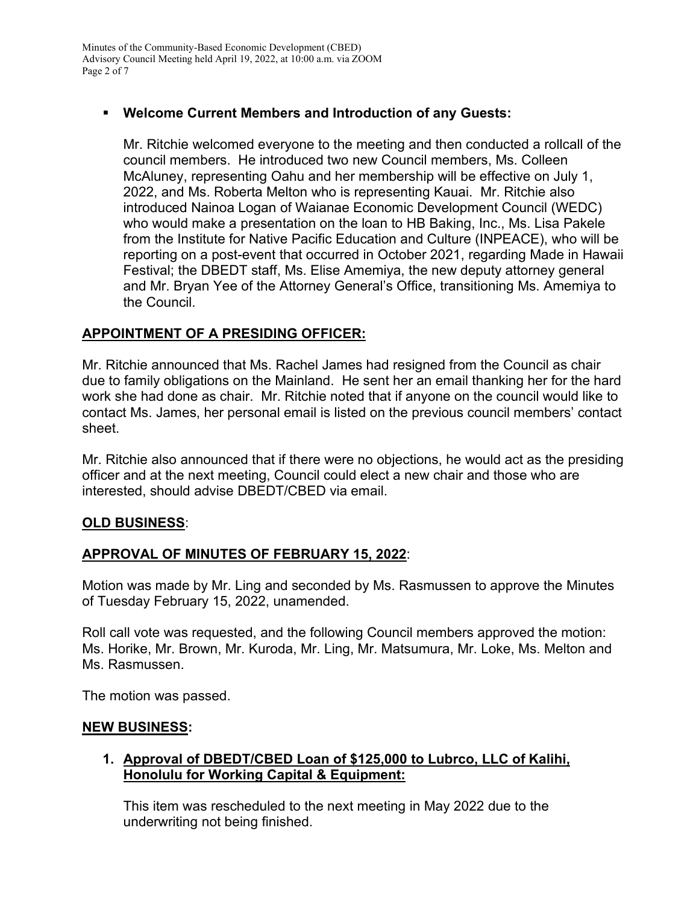- **Welcome Current Members and Introduction of any Guests:**

  Mr. Ritchie welcomed everyone to the meeting and then conducted a rollcall of the council members. He introduced two new Council members, Ms. Colleen McAluney, representing Oahu and her membership will be effective on July 1, 2022, and Ms. Roberta Melton who is representing Kauai. Mr. Ritchie also introduced Nainoa Logan of Waianae Economic Development Council (WEDC) who would make a presentation on the loan to HB Baking, Inc., Ms. Lisa Pakele from the Institute for Native Pacific Education and Culture (INPEACE), who will be reporting on a post-event that occurred in October 2021, regarding Made in Hawaii Festival; the DBEDT staff, Ms. Elise Amemiya, the new deputy attorney general and Mr. Bryan Yee of the Attorney General's Office, transitioning Ms. Amemiya to the Council.

## APPOINTMENT OF A PRESIDING OFFICER:

Mr. Ritchie announced that Ms. Rachel James had resigned from the Council as chair due to family obligations on the Mainland. He sent her an email thanking her for the hard work she had done as chair. Mr. Ritchie noted that if anyone on the council would like to contact Ms. James, her personal email is listed on the previous council members' contact sheet.

Mr. Ritchie also announced that if there were no objections, he would act as the presiding officer and at the next meeting, Council could elect a new chair and those who are interested, should advise DBEDT/CBED via email.

## OLD BUSINESS:

## APPROVAL OF MINUTES OF FEBRUARY 15, 2022:

Motion was made by Mr. Ling and seconded by Ms. Rasmussen to approve the Minutes of Tuesday February 15, 2022, unamended.

Roll call vote was requested, and the following Council members approved the motion: Ms. Horike, Mr. Brown, Mr. Kuroda, Mr. Ling, Mr. Matsumura, Mr. Loke, Ms. Melton and Ms. Rasmussen.

The motion was passed.

## NEW BUSINESS:

1. **Approval of DBEDT/CBED Loan of $125,000 to Lubrco, LLC of Kalihi, Honolulu for Working Capital & Equipment:**

   This item was rescheduled to the next meeting in May 2022 due to the underwriting not being finished.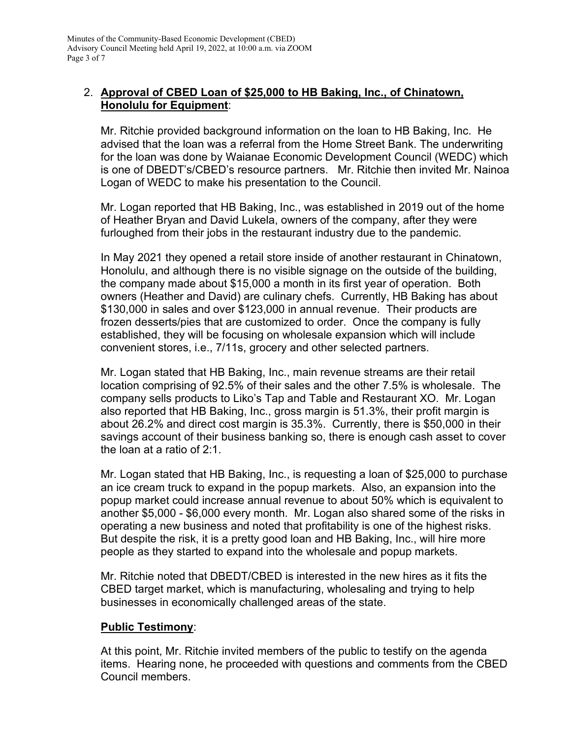2. **Approval of CBED Loan of $25,000 to HB Baking, Inc., of Chinatown, Honolulu for Equipment**:

   Mr. Ritchie provided background information on the loan to HB Baking, Inc. He advised that the loan was a referral from the Home Street Bank. The underwriting for the loan was done by Waianae Economic Development Council (WEDC) which is one of DBEDT's/CBED's resource partners. Mr. Ritchie then invited Mr. Nainoa Logan of WEDC to make his presentation to the Council.

   Mr. Logan reported that HB Baking, Inc., was established in 2019 out of the home of Heather Bryan and David Lukela, owners of the company, after they were furloughed from their jobs in the restaurant industry due to the pandemic.

   In May 2021 they opened a retail store inside of another restaurant in Chinatown, Honolulu, and although there is no visible signage on the outside of the building, the company made about $15,000 a month in its first year of operation. Both owners (Heather and David) are culinary chefs. Currently, HB Baking has about $130,000 in sales and over $123,000 in annual revenue. Their products are frozen desserts/pies that are customized to order. Once the company is fully established, they will be focusing on wholesale expansion which will include convenient stores, i.e., 7/11s, grocery and other selected partners.

   Mr. Logan stated that HB Baking, Inc., main revenue streams are their retail location comprising of 92.5% of their sales and the other 7.5% is wholesale. The company sells products to Liko's Tap and Table and Restaurant XO. Mr. Logan also reported that HB Baking, Inc., gross margin is 51.3%, their profit margin is about 26.2% and direct cost margin is 35.3%. Currently, there is $50,000 in their savings account of their business banking so, there is enough cash asset to cover the loan at a ratio of 2:1.

   Mr. Logan stated that HB Baking, Inc., is requesting a loan of $25,000 to purchase an ice cream truck to expand in the popup markets. Also, an expansion into the popup market could increase annual revenue to about 50% which is equivalent to another $5,000 - $6,000 every month. Mr. Logan also shared some of the risks in operating a new business and noted that profitability is one of the highest risks. But despite the risk, it is a pretty good loan and HB Baking, Inc., will hire more people as they started to expand into the wholesale and popup markets.

   Mr. Ritchie noted that DBEDT/CBED is interested in the new hires as it fits the CBED target market, which is manufacturing, wholesaling and trying to help businesses in economically challenged areas of the state.

   **Public Testimony**:

   At this point, Mr. Ritchie invited members of the public to testify on the agenda items. Hearing none, he proceeded with questions and comments from the CBED Council members.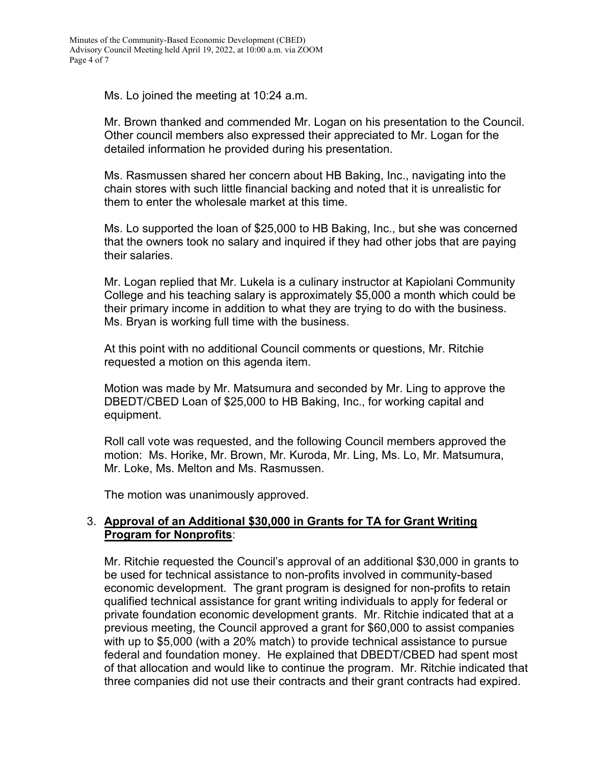Ms. Lo joined the meeting at 10:24 a.m.

Mr. Brown thanked and commended Mr. Logan on his presentation to the Council. Other council members also expressed their appreciated to Mr. Logan for the detailed information he provided during his presentation.

Ms. Rasmussen shared her concern about HB Baking, Inc., navigating into the chain stores with such little financial backing and noted that it is unrealistic for them to enter the wholesale market at this time.

Ms. Lo supported the loan of $25,000 to HB Baking, Inc., but she was concerned that the owners took no salary and inquired if they had other jobs that are paying their salaries.

Mr. Logan replied that Mr. Lukela is a culinary instructor at Kapiolani Community College and his teaching salary is approximately $5,000 a month which could be their primary income in addition to what they are trying to do with the business. Ms. Bryan is working full time with the business.

At this point with no additional Council comments or questions, Mr. Ritchie requested a motion on this agenda item.

Motion was made by Mr. Matsumura and seconded by Mr. Ling to approve the DBEDT/CBED Loan of $25,000 to HB Baking, Inc., for working capital and equipment.

Roll call vote was requested, and the following Council members approved the motion: Ms. Horike, Mr. Brown, Mr. Kuroda, Mr. Ling, Ms. Lo, Mr. Matsumura, Mr. Loke, Ms. Melton and Ms. Rasmussen.

The motion was unanimously approved.

3. **Approval of an Additional $30,000 in Grants for TA for Grant Writing Program for Nonprofits**:

   Mr. Ritchie requested the Council's approval of an additional $30,000 in grants to be used for technical assistance to non-profits involved in community-based economic development. The grant program is designed for non-profits to retain qualified technical assistance for grant writing individuals to apply for federal or private foundation economic development grants. Mr. Ritchie indicated that at a previous meeting, the Council approved a grant for $60,000 to assist companies with up to $5,000 (with a 20% match) to provide technical assistance to pursue federal and foundation money. He explained that DBEDT/CBED had spent most of that allocation and would like to continue the program. Mr. Ritchie indicated that three companies did not use their contracts and their grant contracts had expired.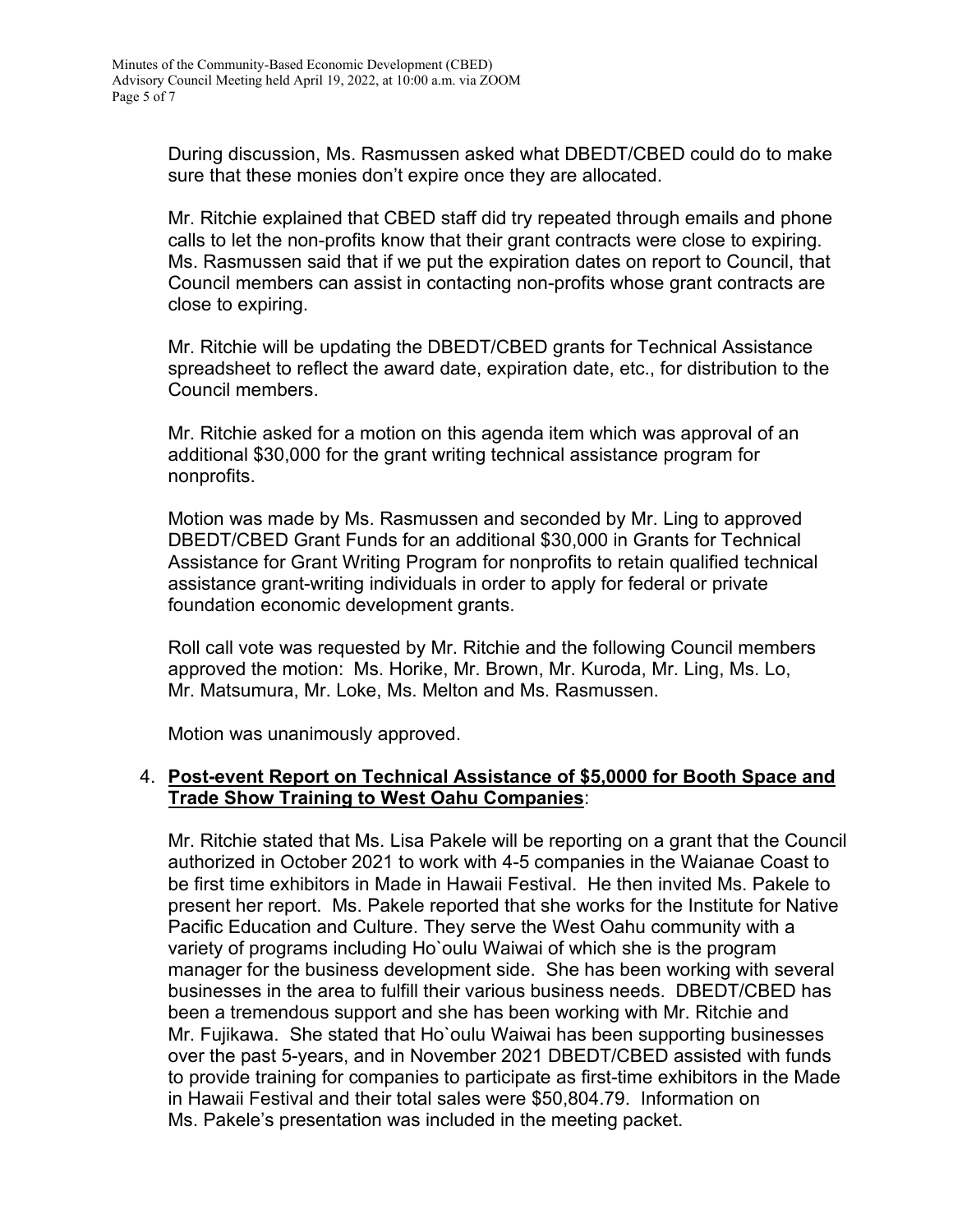During discussion, Ms. Rasmussen asked what DBEDT/CBED could do to make sure that these monies don't expire once they are allocated.

Mr. Ritchie explained that CBED staff did try repeated through emails and phone calls to let the non-profits know that their grant contracts were close to expiring. Ms. Rasmussen said that if we put the expiration dates on report to Council, that Council members can assist in contacting non-profits whose grant contracts are close to expiring.

Mr. Ritchie will be updating the DBEDT/CBED grants for Technical Assistance spreadsheet to reflect the award date, expiration date, etc., for distribution to the Council members.

Mr. Ritchie asked for a motion on this agenda item which was approval of an additional $30,000 for the grant writing technical assistance program for nonprofits.

Motion was made by Ms. Rasmussen and seconded by Mr. Ling to approved DBEDT/CBED Grant Funds for an additional $30,000 in Grants for Technical Assistance for Grant Writing Program for nonprofits to retain qualified technical assistance grant-writing individuals in order to apply for federal or private foundation economic development grants.

Roll call vote was requested by Mr. Ritchie and the following Council members approved the motion: Ms. Horike, Mr. Brown, Mr. Kuroda, Mr. Ling, Ms. Lo, Mr. Matsumura, Mr. Loke, Ms. Melton and Ms. Rasmussen.

Motion was unanimously approved.

4. **Post-event Report on Technical Assistance of $5,0000 for Booth Space and Trade Show Training to West Oahu Companies**:

   Mr. Ritchie stated that Ms. Lisa Pakele will be reporting on a grant that the Council authorized in October 2021 to work with 4-5 companies in the Waianae Coast to be first time exhibitors in Made in Hawaii Festival. He then invited Ms. Pakele to present her report. Ms. Pakele reported that she works for the Institute for Native Pacific Education and Culture. They serve the West Oahu community with a variety of programs including Ho`oulu Waiwai of which she is the program manager for the business development side. She has been working with several businesses in the area to fulfill their various business needs. DBEDT/CBED has been a tremendous support and she has been working with Mr. Ritchie and Mr. Fujikawa. She stated that Ho`oulu Waiwai has been supporting businesses over the past 5-years, and in November 2021 DBEDT/CBED assisted with funds to provide training for companies to participate as first-time exhibitors in the Made in Hawaii Festival and their total sales were $50,804.79. Information on Ms. Pakele's presentation was included in the meeting packet.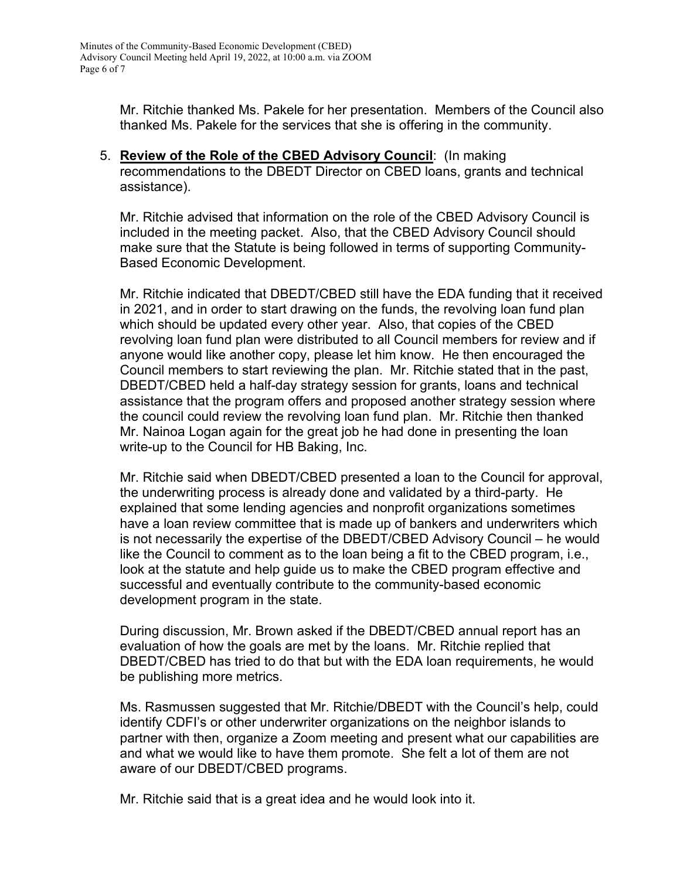Mr. Ritchie thanked Ms. Pakele for her presentation. Members of the Council also thanked Ms. Pakele for the services that she is offering in the community.

5. **Review of the Role of the CBED Advisory Council**: (In making recommendations to the DBEDT Director on CBED loans, grants and technical assistance).

   Mr. Ritchie advised that information on the role of the CBED Advisory Council is included in the meeting packet. Also, that the CBED Advisory Council should make sure that the Statute is being followed in terms of supporting Community-Based Economic Development.

   Mr. Ritchie indicated that DBEDT/CBED still have the EDA funding that it received in 2021, and in order to start drawing on the funds, the revolving loan fund plan which should be updated every other year. Also, that copies of the CBED revolving loan fund plan were distributed to all Council members for review and if anyone would like another copy, please let him know. He then encouraged the Council members to start reviewing the plan. Mr. Ritchie stated that in the past, DBEDT/CBED held a half-day strategy session for grants, loans and technical assistance that the program offers and proposed another strategy session where the council could review the revolving loan fund plan. Mr. Ritchie then thanked Mr. Nainoa Logan again for the great job he had done in presenting the loan write-up to the Council for HB Baking, Inc.

   Mr. Ritchie said when DBEDT/CBED presented a loan to the Council for approval, the underwriting process is already done and validated by a third-party. He explained that some lending agencies and nonprofit organizations sometimes have a loan review committee that is made up of bankers and underwriters which is not necessarily the expertise of the DBEDT/CBED Advisory Council – he would like the Council to comment as to the loan being a fit to the CBED program, i.e., look at the statute and help guide us to make the CBED program effective and successful and eventually contribute to the community-based economic development program in the state.

   During discussion, Mr. Brown asked if the DBEDT/CBED annual report has an evaluation of how the goals are met by the loans. Mr. Ritchie replied that DBEDT/CBED has tried to do that but with the EDA loan requirements, he would be publishing more metrics.

   Ms. Rasmussen suggested that Mr. Ritchie/DBEDT with the Council's help, could identify CDFI's or other underwriter organizations on the neighbor islands to partner with then, organize a Zoom meeting and present what our capabilities are and what we would like to have them promote. She felt a lot of them are not aware of our DBEDT/CBED programs.

   Mr. Ritchie said that is a great idea and he would look into it.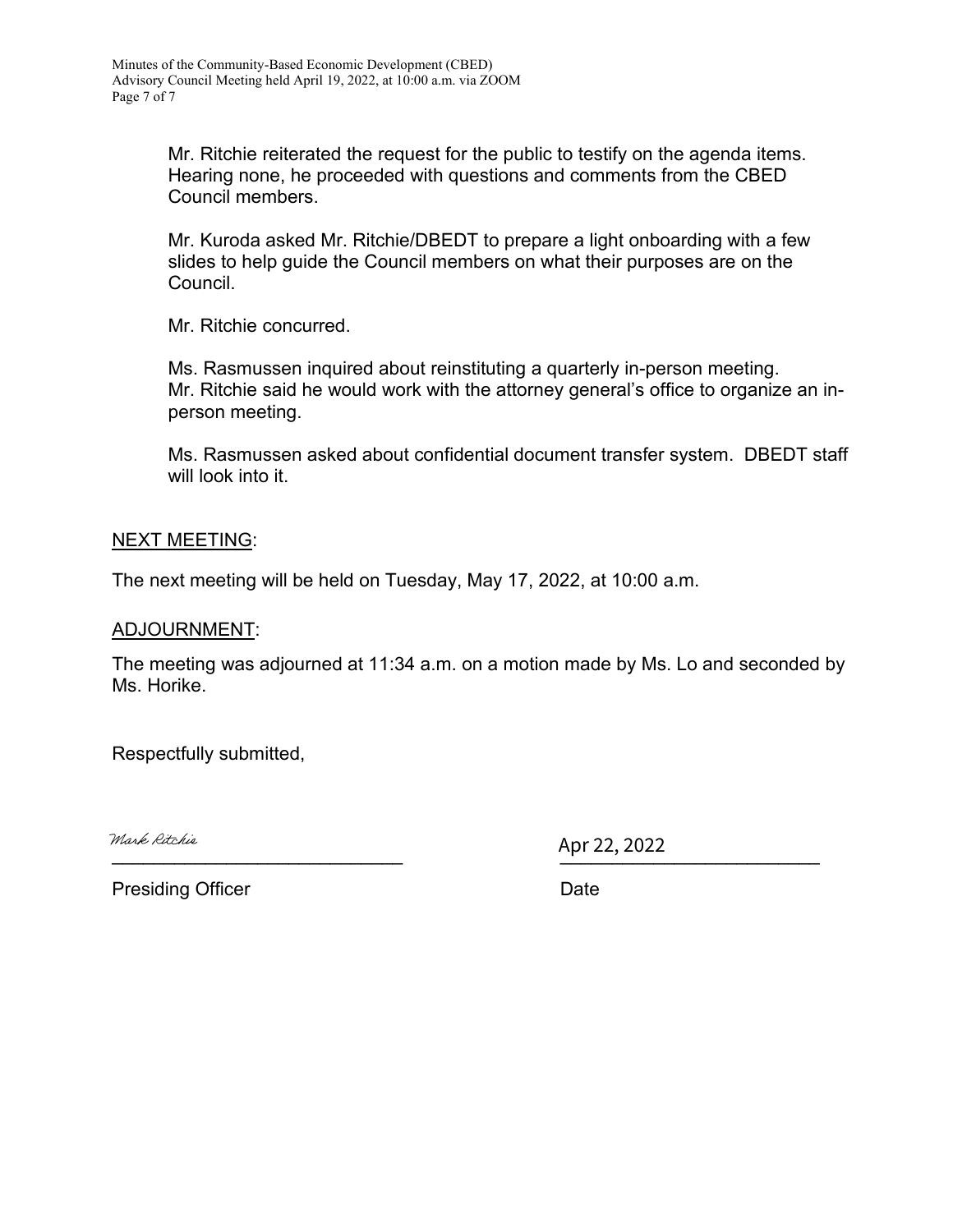Mr. Ritchie reiterated the request for the public to testify on the agenda items. Hearing none, he proceeded with questions and comments from the CBED Council members.

Mr. Kuroda asked Mr. Ritchie/DBEDT to prepare a light onboarding with a few slides to help guide the Council members on what their purposes are on the Council.

Mr. Ritchie concurred.

Ms. Rasmussen inquired about reinstituting a quarterly in-person meeting. Mr. Ritchie said he would work with the attorney general's office to organize an in-person meeting.

Ms. Rasmussen asked about confidential document transfer system. DBEDT staff will look into it.

<u>NEXT MEETING</u>:

The next meeting will be held on Tuesday, May 17, 2022, at 10:00 a.m.

<u>ADJOURNMENT</u>:

The meeting was adjourned at 11:34 a.m. on a motion made by Ms. Lo and seconded by Ms. Horike.

Respectfully submitted,

Mark Ritchie ____________________________ Apr 22, 2022 ____________________________

Presiding Officer Date